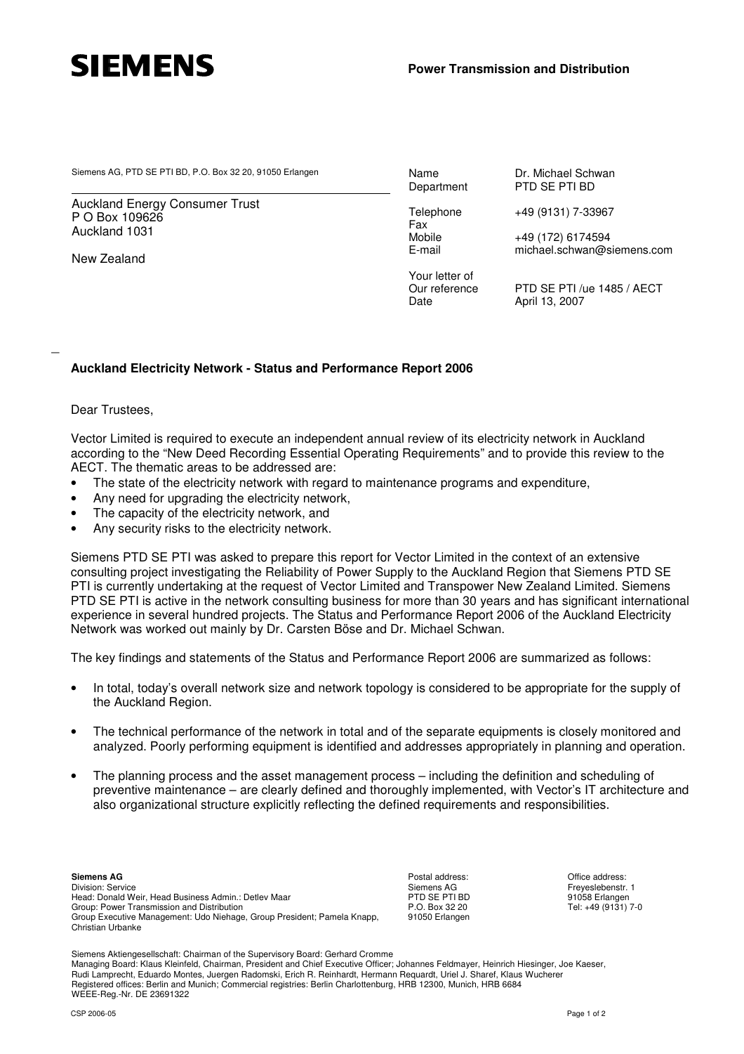**SIEMENS**

**Power Transmission and Distribution**

Siemens AG, PTD SE PTI BD, P.O. Box 32 20, 91050 Erlangen

Auckland Energy Consumer Trust
P O Box 109626
Auckland 1031

New Zealand

| | |
|---|---|
| Name | Dr. Michael Schwan |
| Department | PTD SE PTI BD |
| Telephone | +49 (9131) 7-33967 |
| Fax | |
| Mobile | +49 (172) 6174594 |
| E-mail | michael.schwan@siemens.com |
| Your letter of | |
| Our reference | PTD SE PTI /ue 1485 / AECT |
| Date | April 13, 2007 |

**Auckland Electricity Network - Status and Performance Report 2006**

Dear Trustees,

Vector Limited is required to execute an independent annual review of its electricity network in Auckland according to the "New Deed Recording Essential Operating Requirements" and to provide this review to the AECT. The thematic areas to be addressed are:

- The state of the electricity network with regard to maintenance programs and expenditure,
- Any need for upgrading the electricity network,
- The capacity of the electricity network, and
- Any security risks to the electricity network.

Siemens PTD SE PTI was asked to prepare this report for Vector Limited in the context of an extensive consulting project investigating the Reliability of Power Supply to the Auckland Region that Siemens PTD SE PTI is currently undertaking at the request of Vector Limited and Transpower New Zealand Limited. Siemens PTD SE PTI is active in the network consulting business for more than 30 years and has significant international experience in several hundred projects. The Status and Performance Report 2006 of the Auckland Electricity Network was worked out mainly by Dr. Carsten Böse and Dr. Michael Schwan.

The key findings and statements of the Status and Performance Report 2006 are summarized as follows:

- In total, today's overall network size and network topology is considered to be appropriate for the supply of the Auckland Region.

- The technical performance of the network in total and of the separate equipments is closely monitored and analyzed. Poorly performing equipment is identified and addresses appropriately in planning and operation.

- The planning process and the asset management process – including the definition and scheduling of preventive maintenance – are clearly defined and thoroughly implemented, with Vector's IT architecture and also organizational structure explicitly reflecting the defined requirements and responsibilities.

**Siemens AG**
Division: Service
Head: Donald Weir, Head Business Admin.: Detlev Maar
Group: Power Transmission and Distribution
Group Executive Management: Udo Niehage, Group President; Pamela Knapp, Christian Urbanke

Postal address:
Siemens AG
PTD SE PTI BD
P.O. Box 32 20
91050 Erlangen

Office address:
Freyeslebenstr. 1
91058 Erlangen
Tel: +49 (9131) 7-0

Siemens Aktiengesellschaft: Chairman of the Supervisory Board: Gerhard Cromme
Managing Board: Klaus Kleinfeld, Chairman, President and Chief Executive Officer; Johannes Feldmayer, Heinrich Hiesinger, Joe Kaeser, Rudi Lamprecht, Eduardo Montes, Juergen Radomski, Erich R. Reinhardt, Hermann Requardt, Uriel J. Sharef, Klaus Wucherer
Registered offices: Berlin and Munich; Commercial registries: Berlin Charlottenburg, HRB 12300, Munich, HRB 6684
WEEE-Reg.-Nr. DE 23691322

CSP 2006-05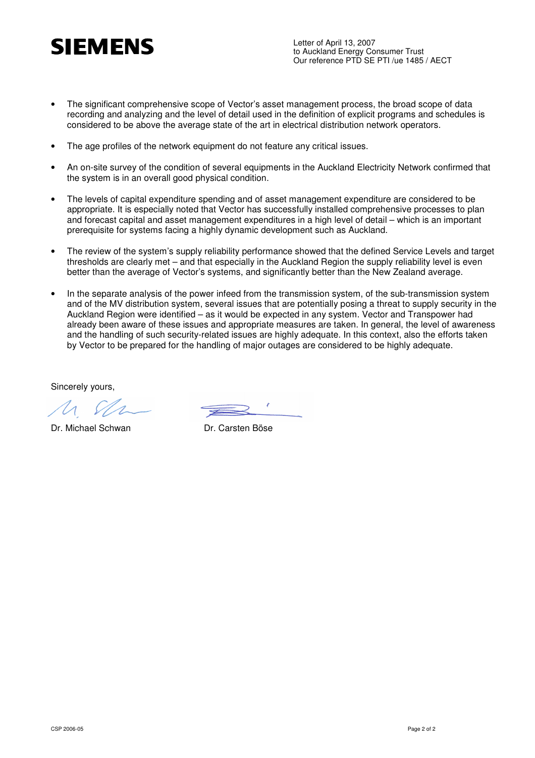**SIEMENS**

Letter of April 13, 2007
to Auckland Energy Consumer Trust
Our reference PTD SE PTI /ue 1485 / AECT

- The significant comprehensive scope of Vector's asset management process, the broad scope of data recording and analyzing and the level of detail used in the definition of explicit programs and schedules is considered to be above the average state of the art in electrical distribution network operators.

- The age profiles of the network equipment do not feature any critical issues.

- An on-site survey of the condition of several equipments in the Auckland Electricity Network confirmed that the system is in an overall good physical condition.

- The levels of capital expenditure spending and of asset management expenditure are considered to be appropriate. It is especially noted that Vector has successfully installed comprehensive processes to plan and forecast capital and asset management expenditures in a high level of detail – which is an important prerequisite for systems facing a highly dynamic development such as Auckland.

- The review of the system's supply reliability performance showed that the defined Service Levels and target thresholds are clearly met – and that especially in the Auckland Region the supply reliability level is even better than the average of Vector's systems, and significantly better than the New Zealand average.

- In the separate analysis of the power infeed from the transmission system, of the sub-transmission system and of the MV distribution system, several issues that are potentially posing a threat to supply security in the Auckland Region were identified – as it would be expected in any system. Vector and Transpower had already been aware of these issues and appropriate measures are taken. In general, the level of awareness and the handling of such security-related issues are highly adequate. In this context, also the efforts taken by Vector to be prepared for the handling of major outages are considered to be highly adequate.

Sincerely yours,

Dr. Michael Schwan

Dr. Carsten Böse

CSP 2006-05